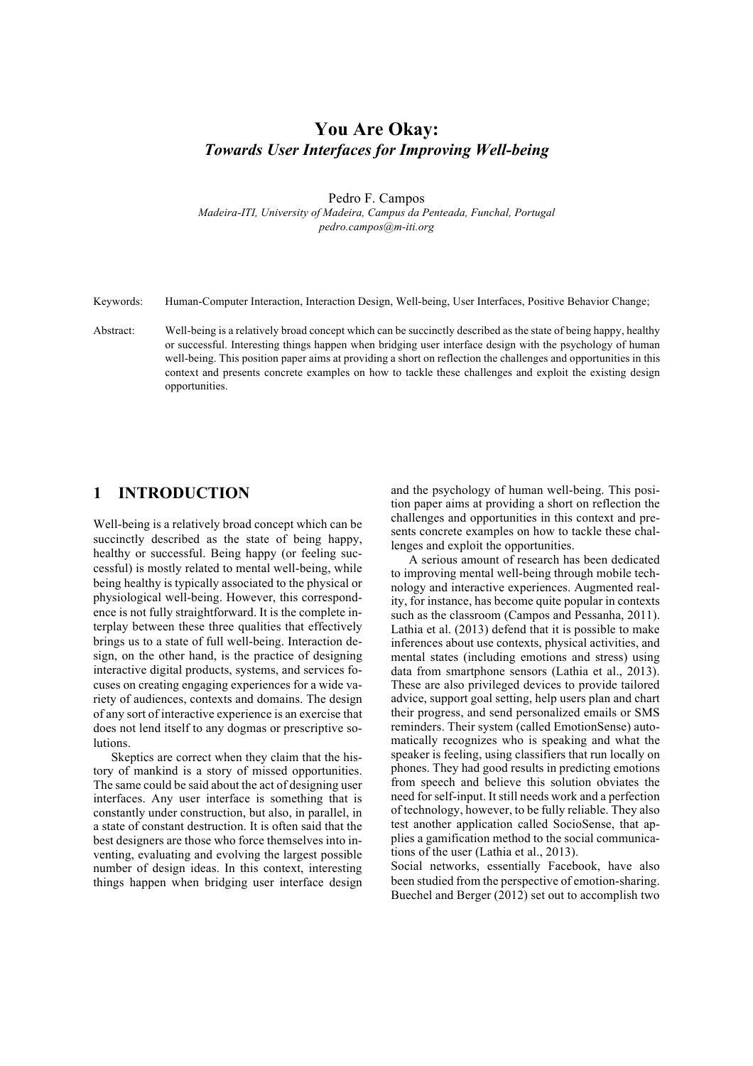# You Are Okay:
## *Towards User Interfaces for Improving Well-being*

Pedro F. Campos

*Madeira-ITI, University of Madeira, Campus da Penteada, Funchal, Portugal*
*pedro.campos@m-iti.org*

Keywords: Human-Computer Interaction, Interaction Design, Well-being, User Interfaces, Positive Behavior Change;

Abstract: Well-being is a relatively broad concept which can be succinctly described as the state of being happy, healthy or successful. Interesting things happen when bridging user interface design with the psychology of human well-being. This position paper aims at providing a short on reflection the challenges and opportunities in this context and presents concrete examples on how to tackle these challenges and exploit the existing design opportunities.

## 1 INTRODUCTION

Well-being is a relatively broad concept which can be succinctly described as the state of being happy, healthy or successful. Being happy (or feeling successful) is mostly related to mental well-being, while being healthy is typically associated to the physical or physiological well-being. However, this correspondence is not fully straightforward. It is the complete interplay between these three qualities that effectively brings us to a state of full well-being. Interaction design, on the other hand, is the practice of designing interactive digital products, systems, and services focuses on creating engaging experiences for a wide variety of audiences, contexts and domains. The design of any sort of interactive experience is an exercise that does not lend itself to any dogmas or prescriptive solutions.

Skeptics are correct when they claim that the history of mankind is a story of missed opportunities. The same could be said about the act of designing user interfaces. Any user interface is something that is constantly under construction, but also, in parallel, in a state of constant destruction. It is often said that the best designers are those who force themselves into inventing, evaluating and evolving the largest possible number of design ideas. In this context, interesting things happen when bridging user interface design and the psychology of human well-being. This position paper aims at providing a short on reflection the challenges and opportunities in this context and presents concrete examples on how to tackle these challenges and exploit the opportunities.

A serious amount of research has been dedicated to improving mental well-being through mobile technology and interactive experiences. Augmented reality, for instance, has become quite popular in contexts such as the classroom (Campos and Pessanha, 2011). Lathia et al. (2013) defend that it is possible to make inferences about use contexts, physical activities, and mental states (including emotions and stress) using data from smartphone sensors (Lathia et al., 2013). These are also privileged devices to provide tailored advice, support goal setting, help users plan and chart their progress, and send personalized emails or SMS reminders. Their system (called EmotionSense) automatically recognizes who is speaking and what the speaker is feeling, using classifiers that run locally on phones. They had good results in predicting emotions from speech and believe this solution obviates the need for self-input. It still needs work and a perfection of technology, however, to be fully reliable. They also test another application called SocioSense, that applies a gamification method to the social communications of the user (Lathia et al., 2013).

Social networks, essentially Facebook, have also been studied from the perspective of emotion-sharing. Buechel and Berger (2012) set out to accomplish two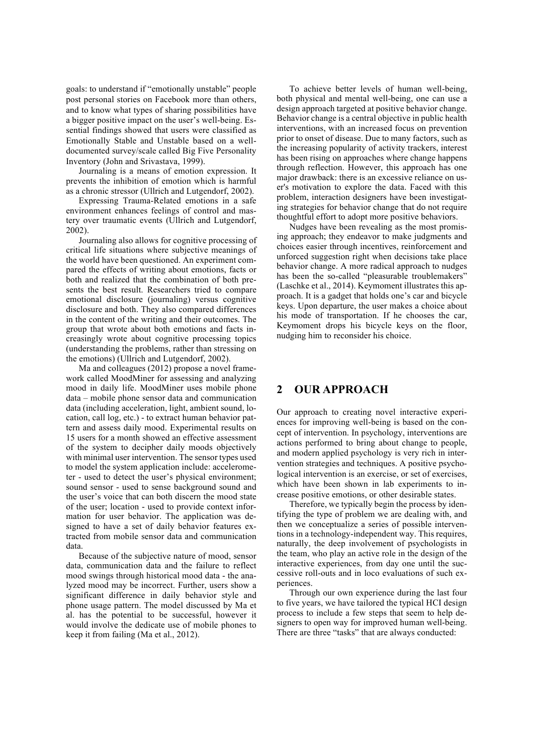goals: to understand if "emotionally unstable" people post personal stories on Facebook more than others, and to know what types of sharing possibilities have a bigger positive impact on the user's well-being. Essential findings showed that users were classified as Emotionally Stable and Unstable based on a well-documented survey/scale called Big Five Personality Inventory (John and Srivastava, 1999).

Journaling is a means of emotion expression. It prevents the inhibition of emotion which is harmful as a chronic stressor (Ullrich and Lutgendorf, 2002).

Expressing Trauma-Related emotions in a safe environment enhances feelings of control and mastery over traumatic events (Ullrich and Lutgendorf, 2002).

Journaling also allows for cognitive processing of critical life situations where subjective meanings of the world have been questioned. An experiment compared the effects of writing about emotions, facts or both and realized that the combination of both presents the best result. Researchers tried to compare emotional disclosure (journaling) versus cognitive disclosure and both. They also compared differences in the content of the writing and their outcomes. The group that wrote about both emotions and facts increasingly wrote about cognitive processing topics (understanding the problems, rather than stressing on the emotions) (Ullrich and Lutgendorf, 2002).

Ma and colleagues (2012) propose a novel framework called MoodMiner for assessing and analyzing mood in daily life. MoodMiner uses mobile phone data – mobile phone sensor data and communication data (including acceleration, light, ambient sound, location, call log, etc.) - to extract human behavior pattern and assess daily mood. Experimental results on 15 users for a month showed an effective assessment of the system to decipher daily moods objectively with minimal user intervention. The sensor types used to model the system application include: accelerometer - used to detect the user's physical environment; sound sensor - used to sense background sound and the user's voice that can both discern the mood state of the user; location - used to provide context information for user behavior. The application was designed to have a set of daily behavior features extracted from mobile sensor data and communication data.

Because of the subjective nature of mood, sensor data, communication data and the failure to reflect mood swings through historical mood data - the analyzed mood may be incorrect. Further, users show a significant difference in daily behavior style and phone usage pattern. The model discussed by Ma et al. has the potential to be successful, however it would involve the dedicate use of mobile phones to keep it from failing (Ma et al., 2012).

To achieve better levels of human well-being, both physical and mental well-being, one can use a design approach targeted at positive behavior change. Behavior change is a central objective in public health interventions, with an increased focus on prevention prior to onset of disease. Due to many factors, such as the increasing popularity of activity trackers, interest has been rising on approaches where change happens through reflection. However, this approach has one major drawback: there is an excessive reliance on user's motivation to explore the data. Faced with this problem, interaction designers have been investigating strategies for behavior change that do not require thoughtful effort to adopt more positive behaviors.

Nudges have been revealing as the most promising approach; they endeavor to make judgments and choices easier through incentives, reinforcement and unforced suggestion right when decisions take place behavior change. A more radical approach to nudges has been the so-called "pleasurable troublemakers" (Laschke et al., 2014). Keymoment illustrates this approach. It is a gadget that holds one's car and bicycle keys. Upon departure, the user makes a choice about his mode of transportation. If he chooses the car, Keymoment drops his bicycle keys on the floor, nudging him to reconsider his choice.

## 2 OUR APPROACH

Our approach to creating novel interactive experiences for improving well-being is based on the concept of intervention. In psychology, interventions are actions performed to bring about change to people, and modern applied psychology is very rich in intervention strategies and techniques. A positive psychological intervention is an exercise, or set of exercises, which have been shown in lab experiments to increase positive emotions, or other desirable states.

Therefore, we typically begin the process by identifying the type of problem we are dealing with, and then we conceptualize a series of possible interventions in a technology-independent way. This requires, naturally, the deep involvement of psychologists in the team, who play an active role in the design of the interactive experiences, from day one until the successive roll-outs and in loco evaluations of such experiences.

Through our own experience during the last four to five years, we have tailored the typical HCI design process to include a few steps that seem to help designers to open way for improved human well-being. There are three "tasks" that are always conducted: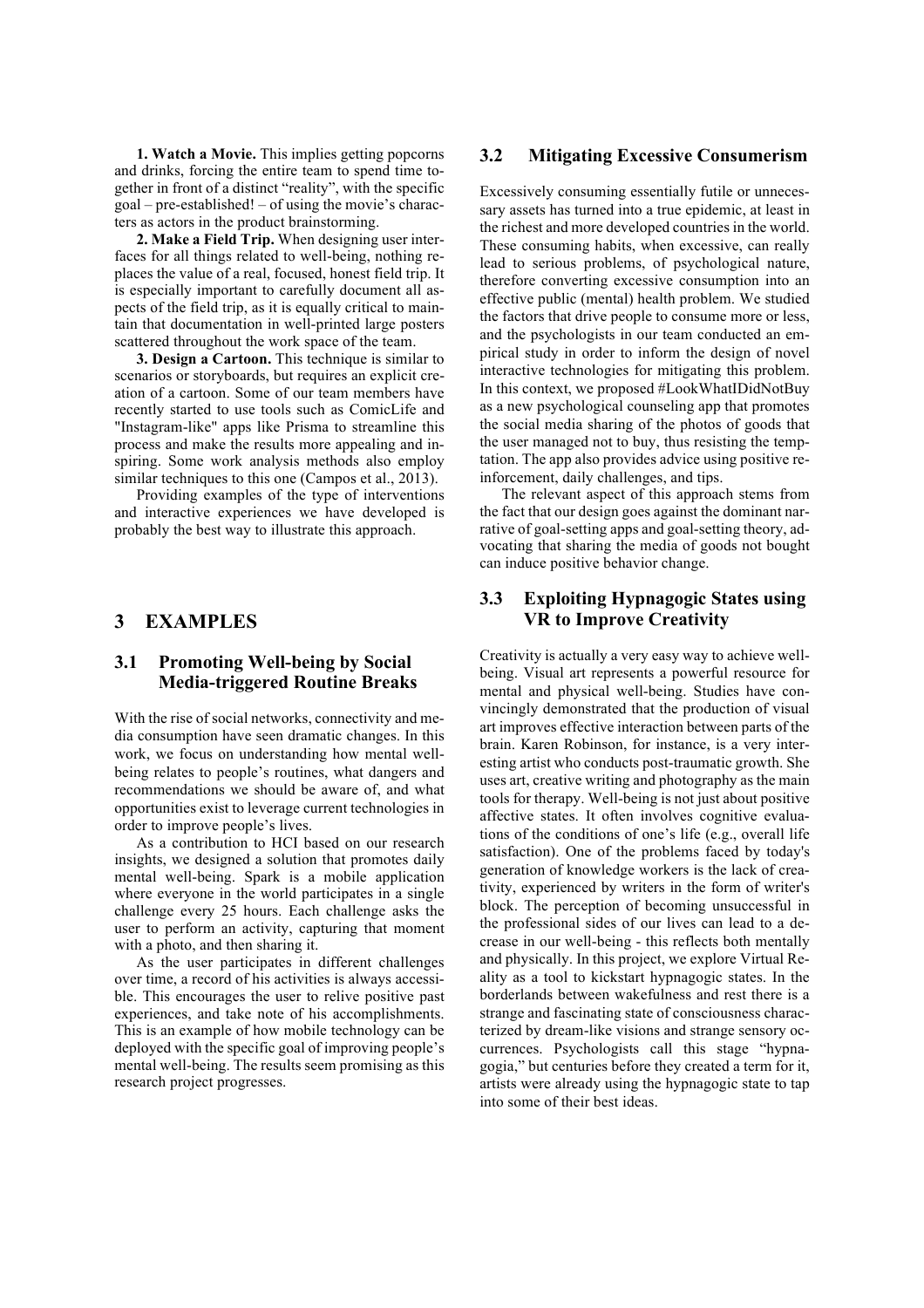**1. Watch a Movie.** This implies getting popcorns and drinks, forcing the entire team to spend time together in front of a distinct "reality", with the specific goal – pre-established! – of using the movie's characters as actors in the product brainstorming.

**2. Make a Field Trip.** When designing user interfaces for all things related to well-being, nothing replaces the value of a real, focused, honest field trip. It is especially important to carefully document all aspects of the field trip, as it is equally critical to maintain that documentation in well-printed large posters scattered throughout the work space of the team.

**3. Design a Cartoon.** This technique is similar to scenarios or storyboards, but requires an explicit creation of a cartoon. Some of our team members have recently started to use tools such as ComicLife and "Instagram-like" apps like Prisma to streamline this process and make the results more appealing and inspiring. Some work analysis methods also employ similar techniques to this one (Campos et al., 2013).

Providing examples of the type of interventions and interactive experiences we have developed is probably the best way to illustrate this approach.

# 3 EXAMPLES

## 3.1 Promoting Well-being by Social Media-triggered Routine Breaks

With the rise of social networks, connectivity and media consumption have seen dramatic changes. In this work, we focus on understanding how mental well-being relates to people's routines, what dangers and recommendations we should be aware of, and what opportunities exist to leverage current technologies in order to improve people's lives.

As a contribution to HCI based on our research insights, we designed a solution that promotes daily mental well-being. Spark is a mobile application where everyone in the world participates in a single challenge every 25 hours. Each challenge asks the user to perform an activity, capturing that moment with a photo, and then sharing it.

As the user participates in different challenges over time, a record of his activities is always accessible. This encourages the user to relive positive past experiences, and take note of his accomplishments. This is an example of how mobile technology can be deployed with the specific goal of improving people's mental well-being. The results seem promising as this research project progresses.

## 3.2 Mitigating Excessive Consumerism

Excessively consuming essentially futile or unnecessary assets has turned into a true epidemic, at least in the richest and more developed countries in the world. These consuming habits, when excessive, can really lead to serious problems, of psychological nature, therefore converting excessive consumption into an effective public (mental) health problem. We studied the factors that drive people to consume more or less, and the psychologists in our team conducted an empirical study in order to inform the design of novel interactive technologies for mitigating this problem. In this context, we proposed #LookWhatIDidNotBuy as a new psychological counseling app that promotes the social media sharing of the photos of goods that the user managed not to buy, thus resisting the temptation. The app also provides advice using positive reinforcement, daily challenges, and tips.

The relevant aspect of this approach stems from the fact that our design goes against the dominant narrative of goal-setting apps and goal-setting theory, advocating that sharing the media of goods not bought can induce positive behavior change.

## 3.3 Exploiting Hypnagogic States using VR to Improve Creativity

Creativity is actually a very easy way to achieve well-being. Visual art represents a powerful resource for mental and physical well-being. Studies have convincingly demonstrated that the production of visual art improves effective interaction between parts of the brain. Karen Robinson, for instance, is a very interesting artist who conducts post-traumatic growth. She uses art, creative writing and photography as the main tools for therapy. Well-being is not just about positive affective states. It often involves cognitive evaluations of the conditions of one's life (e.g., overall life satisfaction). One of the problems faced by today's generation of knowledge workers is the lack of creativity, experienced by writers in the form of writer's block. The perception of becoming unsuccessful in the professional sides of our lives can lead to a decrease in our well-being - this reflects both mentally and physically. In this project, we explore Virtual Reality as a tool to kickstart hypnagogic states. In the borderlands between wakefulness and rest there is a strange and fascinating state of consciousness characterized by dream-like visions and strange sensory occurrences. Psychologists call this stage "hypnagogia," but centuries before they created a term for it, artists were already using the hypnagogic state to tap into some of their best ideas.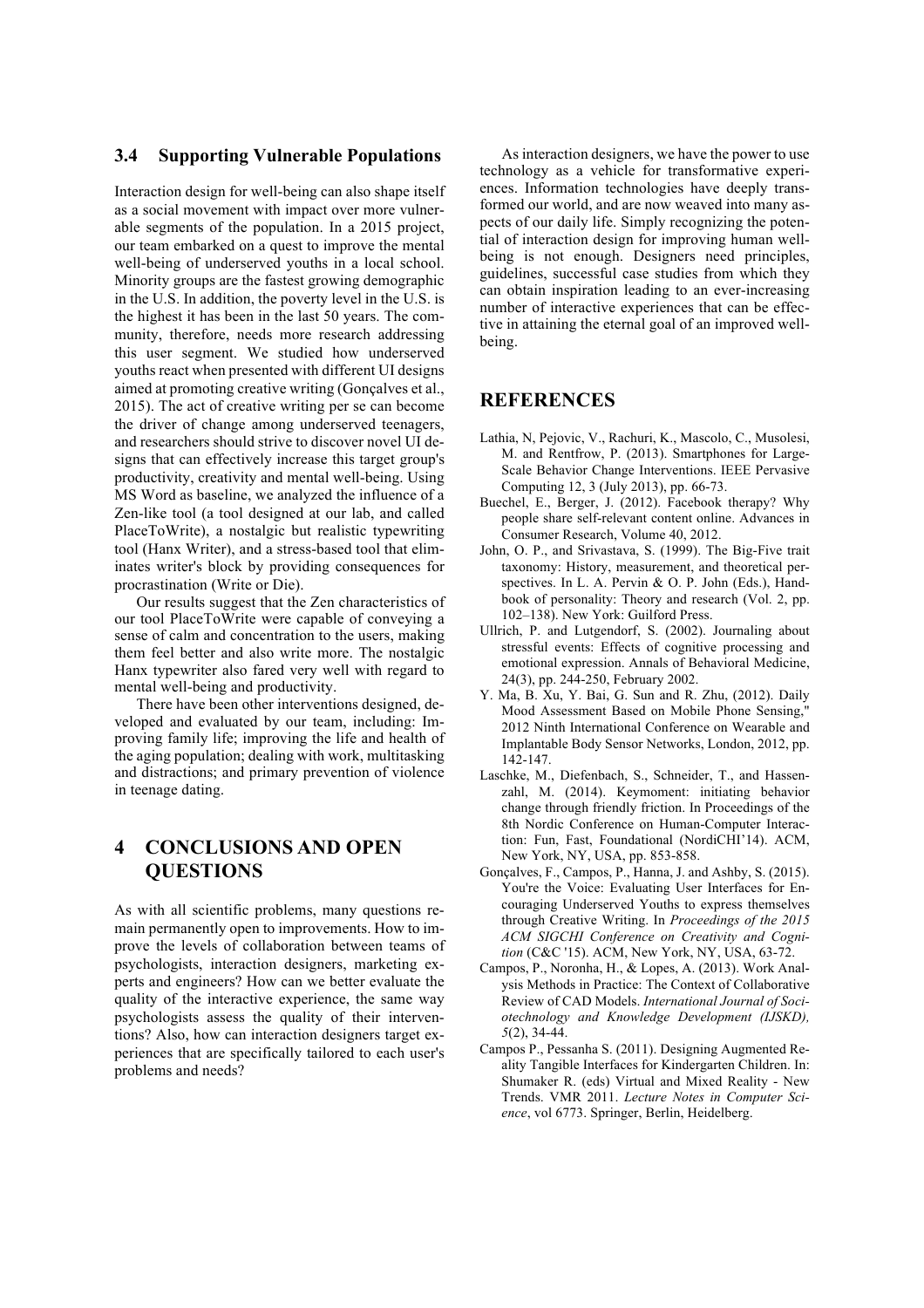### 3.4 Supporting Vulnerable Populations

Interaction design for well-being can also shape itself as a social movement with impact over more vulnerable segments of the population. In a 2015 project, our team embarked on a quest to improve the mental well-being of underserved youths in a local school. Minority groups are the fastest growing demographic in the U.S. In addition, the poverty level in the U.S. is the highest it has been in the last 50 years. The community, therefore, needs more research addressing this user segment. We studied how underserved youths react when presented with different UI designs aimed at promoting creative writing (Gonçalves et al., 2015). The act of creative writing per se can become the driver of change among underserved teenagers, and researchers should strive to discover novel UI designs that can effectively increase this target group's productivity, creativity and mental well-being. Using MS Word as baseline, we analyzed the influence of a Zen-like tool (a tool designed at our lab, and called PlaceToWrite), a nostalgic but realistic typewriting tool (Hanx Writer), and a stress-based tool that eliminates writer's block by providing consequences for procrastination (Write or Die).

Our results suggest that the Zen characteristics of our tool PlaceToWrite were capable of conveying a sense of calm and concentration to the users, making them feel better and also write more. The nostalgic Hanx typewriter also fared very well with regard to mental well-being and productivity.

There have been other interventions designed, developed and evaluated by our team, including: Improving family life; improving the life and health of the aging population; dealing with work, multitasking and distractions; and primary prevention of violence in teenage dating.

## 4 CONCLUSIONS AND OPEN QUESTIONS

As with all scientific problems, many questions remain permanently open to improvements. How to improve the levels of collaboration between teams of psychologists, interaction designers, marketing experts and engineers? How can we better evaluate the quality of the interactive experience, the same way psychologists assess the quality of their interventions? Also, how can interaction designers target experiences that are specifically tailored to each user's problems and needs?

As interaction designers, we have the power to use technology as a vehicle for transformative experiences. Information technologies have deeply transformed our world, and are now weaved into many aspects of our daily life. Simply recognizing the potential of interaction design for improving human well-being is not enough. Designers need principles, guidelines, successful case studies from which they can obtain inspiration leading to an ever-increasing number of interactive experiences that can be effective in attaining the eternal goal of an improved well-being.

## REFERENCES

Lathia, N, Pejovic, V., Rachuri, K., Mascolo, C., Musolesi, M. and Rentfrow, P. (2013). Smartphones for Large-Scale Behavior Change Interventions. IEEE Pervasive Computing 12, 3 (July 2013), pp. 66-73.

Buechel, E., Berger, J. (2012). Facebook therapy? Why people share self-relevant content online. Advances in Consumer Research, Volume 40, 2012.

John, O. P., and Srivastava, S. (1999). The Big-Five trait taxonomy: History, measurement, and theoretical perspectives. In L. A. Pervin & O. P. John (Eds.), Handbook of personality: Theory and research (Vol. 2, pp. 102–138). New York: Guilford Press.

Ullrich, P. and Lutgendorf, S. (2002). Journaling about stressful events: Effects of cognitive processing and emotional expression. Annals of Behavioral Medicine, 24(3), pp. 244-250, February 2002.

Y. Ma, B. Xu, Y. Bai, G. Sun and R. Zhu, (2012). Daily Mood Assessment Based on Mobile Phone Sensing," 2012 Ninth International Conference on Wearable and Implantable Body Sensor Networks, London, 2012, pp. 142-147.

Laschke, M., Diefenbach, S., Schneider, T., and Hassenzahl, M. (2014). Keymoment: initiating behavior change through friendly friction. In Proceedings of the 8th Nordic Conference on Human-Computer Interaction: Fun, Fast, Foundational (NordiCHI'14). ACM, New York, NY, USA, pp. 853-858.

Gonçalves, F., Campos, P., Hanna, J. and Ashby, S. (2015). You're the Voice: Evaluating User Interfaces for Encouraging Underserved Youths to express themselves through Creative Writing. In *Proceedings of the 2015 ACM SIGCHI Conference on Creativity and Cognition* (C&C '15). ACM, New York, NY, USA, 63-72.

Campos, P., Noronha, H., & Lopes, A. (2013). Work Analysis Methods in Practice: The Context of Collaborative Review of CAD Models. *International Journal of Sociotechnology and Knowledge Development (IJSKD), 5*(2), 34-44.

Campos P., Pessanha S. (2011). Designing Augmented Reality Tangible Interfaces for Kindergarten Children. In: Shumaker R. (eds) Virtual and Mixed Reality - New Trends. VMR 2011. *Lecture Notes in Computer Science*, vol 6773. Springer, Berlin, Heidelberg.